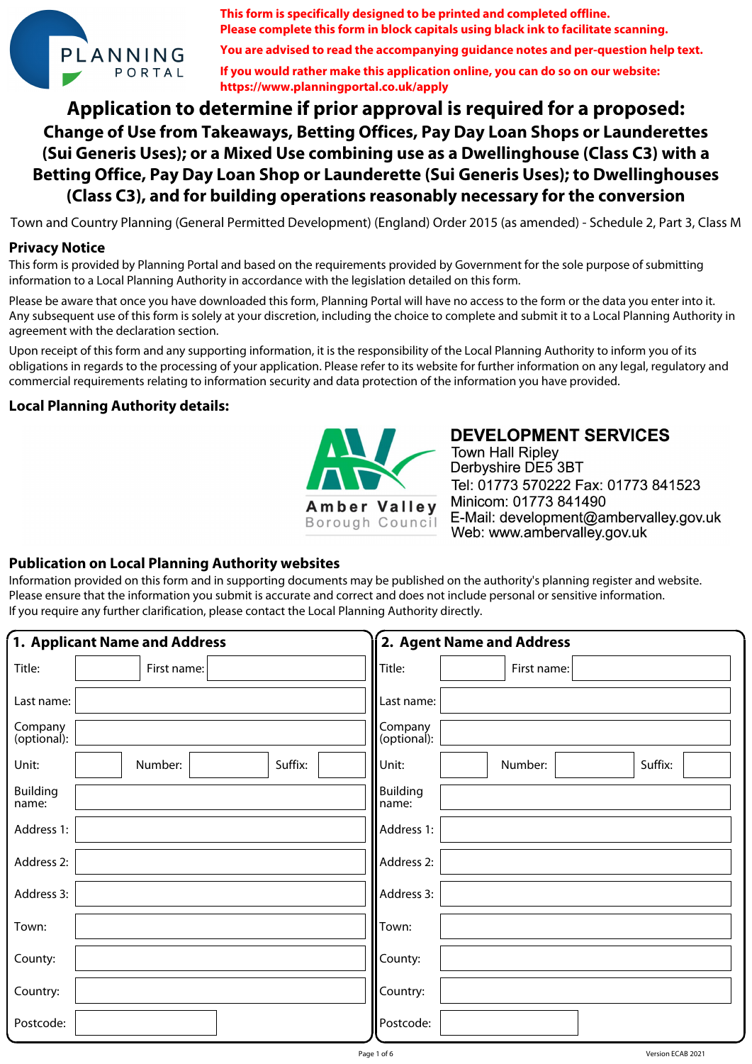**This form is specifically designed to be printed and completed offline.**
**Please complete this form in block capitals using black ink to facilitate scanning.**

**You are advised to read the accompanying guidance notes and per-question help text.**

**If you would rather make this application online, you can do so on our website:**
**https://www.planningportal.co.uk/apply**

# Application to determine if prior approval is required for a proposed:

## Change of Use from Takeaways, Betting Offices, Pay Day Loan Shops or Launderettes (Sui Generis Uses); or a Mixed Use combining use as a Dwellinghouse (Class C3) with a Betting Office, Pay Day Loan Shop or Launderette (Sui Generis Uses); to Dwellinghouses (Class C3), and for building operations reasonably necessary for the conversion

Town and Country Planning (General Permitted Development) (England) Order 2015 (as amended) - Schedule 2, Part 3, Class M

### Privacy Notice

This form is provided by Planning Portal and based on the requirements provided by Government for the sole purpose of submitting information to a Local Planning Authority in accordance with the legislation detailed on this form.

Please be aware that once you have downloaded this form, Planning Portal will have no access to the form or the data you enter into it. Any subsequent use of this form is solely at your discretion, including the choice to complete and submit it to a Local Planning Authority in agreement with the declaration section.

Upon receipt of this form and any supporting information, it is the responsibility of the Local Planning Authority to inform you of its obligations in regards to the processing of your application. Please refer to its website for further information on any legal, regulatory and commercial requirements relating to information security and data protection of the information you have provided.

### Local Planning Authority details:

Amber Valley Borough Council

**DEVELOPMENT SERVICES**
Town Hall Ripley
Derbyshire DE5 3BT
Tel: 01773 570222 Fax: 01773 841523
Minicom: 01773 841490
E-Mail: development@ambervalley.gov.uk
Web: www.ambervalley.gov.uk

### Publication on Local Planning Authority websites

Information provided on this form and in supporting documents may be published on the authority's planning register and website.
Please ensure that the information you submit is accurate and correct and does not include personal or sensitive information.
If you require any further clarification, please contact the Local Planning Authority directly.

### 1. Applicant Name and Address

| | | | | | |
|---|---|---|---|---|---|
| Title: | | First name: | | | |
| Last name: | | | | | |
| Company (optional): | | | | | |
| Unit: | | Number: | | Suffix: | |
| Building name: | | | | | |
| Address 1: | | | | | |
| Address 2: | | | | | |
| Address 3: | | | | | |
| Town: | | | | | |
| County: | | | | | |
| Country: | | | | | |
| Postcode: | | | | | |

### 2. Agent Name and Address

| | | | | | |
|---|---|---|---|---|---|
| Title: | | First name: | | | |
| Last name: | | | | | |
| Company (optional): | | | | | |
| Unit: | | Number: | | Suffix: | |
| Building name: | | | | | |
| Address 1: | | | | | |
| Address 2: | | | | | |
| Address 3: | | | | | |
| Town: | | | | | |
| County: | | | | | |
| Country: | | | | | |
| Postcode: | | | | | |

Version ECAB 2021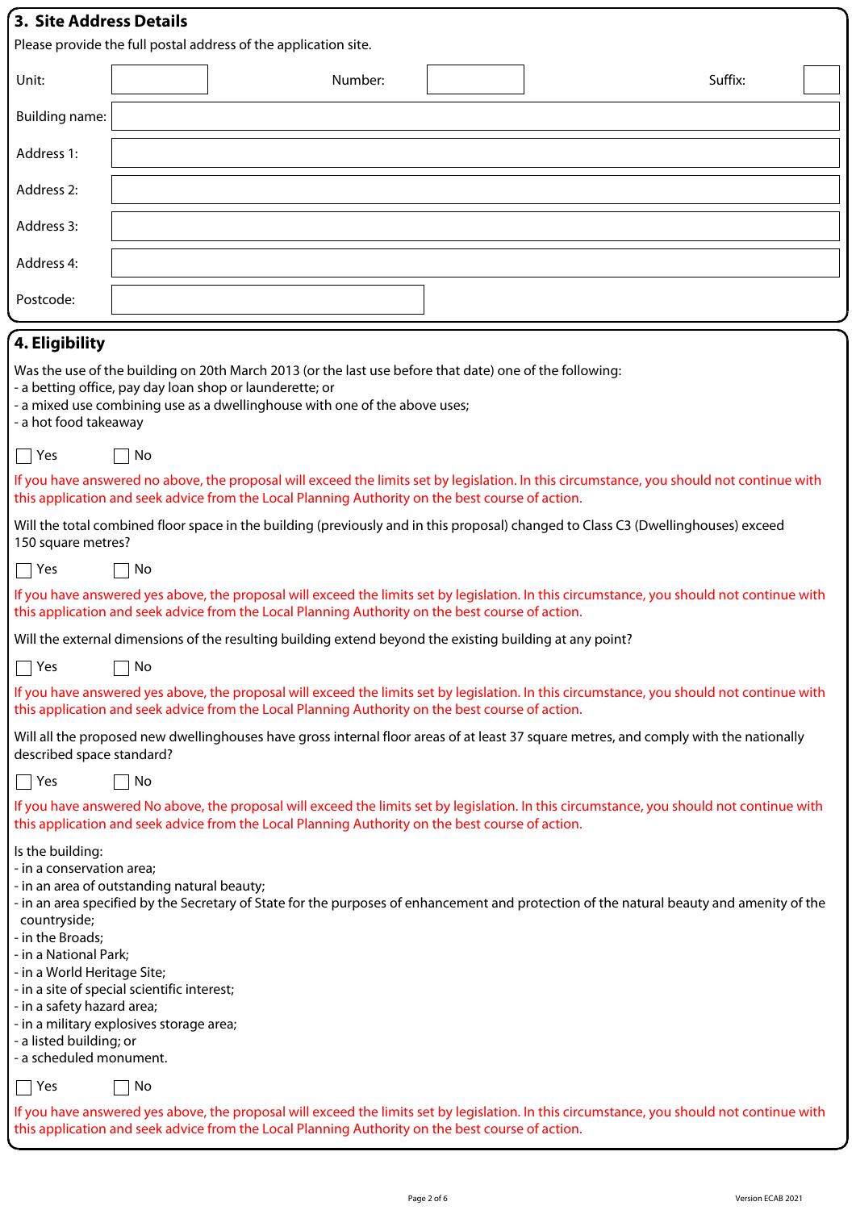## 3. Site Address Details

Please provide the full postal address of the application site.

| | | | | | |
|---|---|---|---|---|---|
| Unit: | | Number: | | Suffix: | |
| Building name: | | | | | |
| Address 1: | | | | | |
| Address 2: | | | | | |
| Address 3: | | | | | |
| Address 4: | | | | | |
| Postcode: | | | | | |

## 4. Eligibility

Was the use of the building on 20th March 2013 (or the last use before that date) one of the following:
- a betting office, pay day loan shop or launderette; or
- a mixed use combining use as a dwellinghouse with one of the above uses;
- a hot food takeaway

☐ Yes ☐ No

If you have answered no above, the proposal will exceed the limits set by legislation. In this circumstance, you should not continue with this application and seek advice from the Local Planning Authority on the best course of action.

Will the total combined floor space in the building (previously and in this proposal) changed to Class C3 (Dwellinghouses) exceed 150 square metres?

☐ Yes ☐ No

If you have answered yes above, the proposal will exceed the limits set by legislation. In this circumstance, you should not continue with this application and seek advice from the Local Planning Authority on the best course of action.

Will the external dimensions of the resulting building extend beyond the existing building at any point?

☐ Yes ☐ No

If you have answered yes above, the proposal will exceed the limits set by legislation. In this circumstance, you should not continue with this application and seek advice from the Local Planning Authority on the best course of action.

Will all the proposed new dwellinghouses have gross internal floor areas of at least 37 square metres, and comply with the nationally described space standard?

☐ Yes ☐ No

If you have answered No above, the proposal will exceed the limits set by legislation. In this circumstance, you should not continue with this application and seek advice from the Local Planning Authority on the best course of action.

Is the building:
- in a conservation area;
- in an area of outstanding natural beauty;
- in an area specified by the Secretary of State for the purposes of enhancement and protection of the natural beauty and amenity of the countryside;
- in the Broads;
- in a National Park;
- in a World Heritage Site;
- in a site of special scientific interest;
- in a safety hazard area;
- in a military explosives storage area;
- a listed building; or
- a scheduled monument.

☐ Yes ☐ No

If you have answered yes above, the proposal will exceed the limits set by legislation. In this circumstance, you should not continue with this application and seek advice from the Local Planning Authority on the best course of action.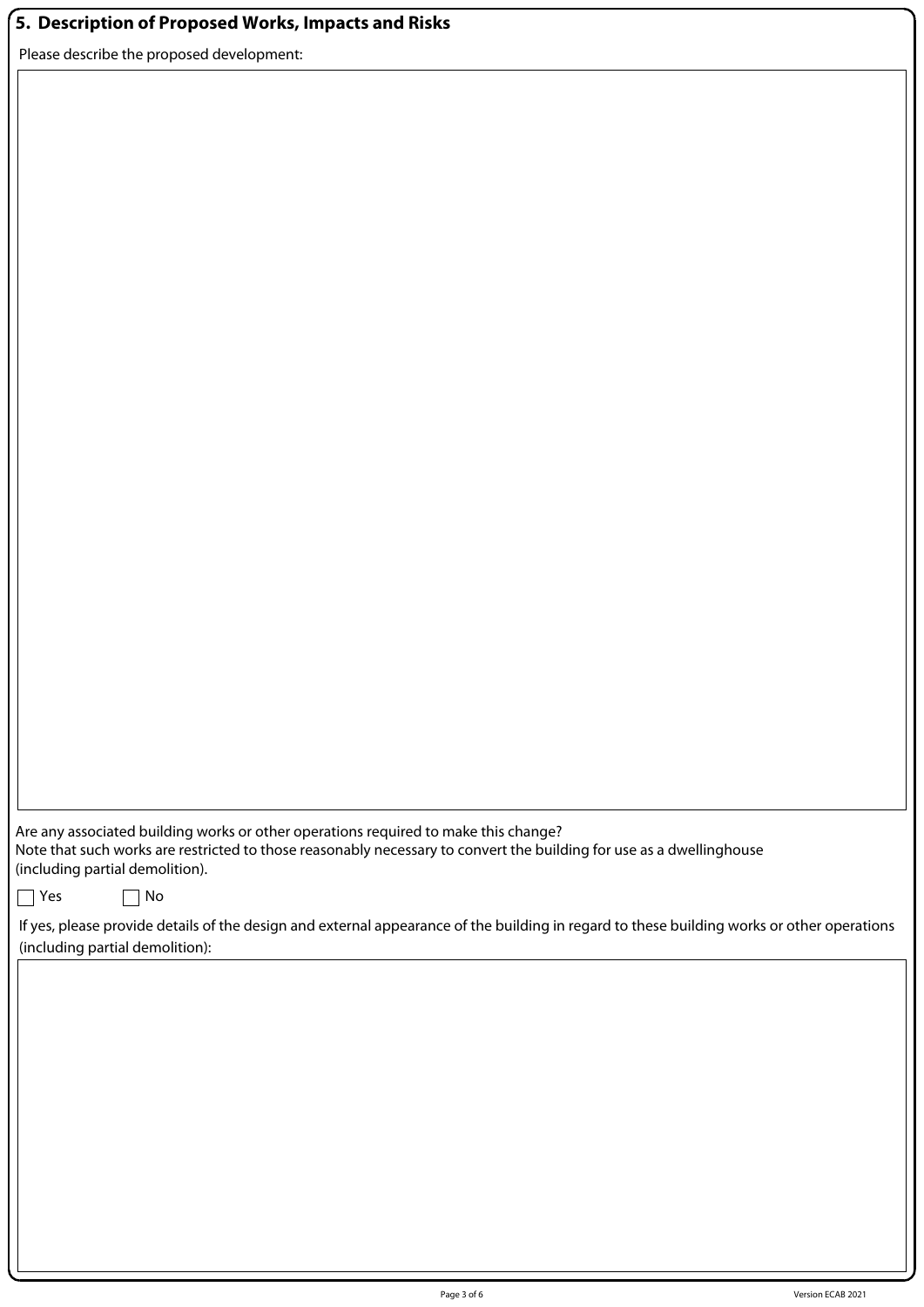## 5. Description of Proposed Works, Impacts and Risks

Please describe the proposed development:

Are any associated building works or other operations required to make this change?
Note that such works are restricted to those reasonably necessary to convert the building for use as a dwellinghouse (including partial demolition).

☐ Yes ☐ No

If yes, please provide details of the design and external appearance of the building in regard to these building works or other operations (including partial demolition):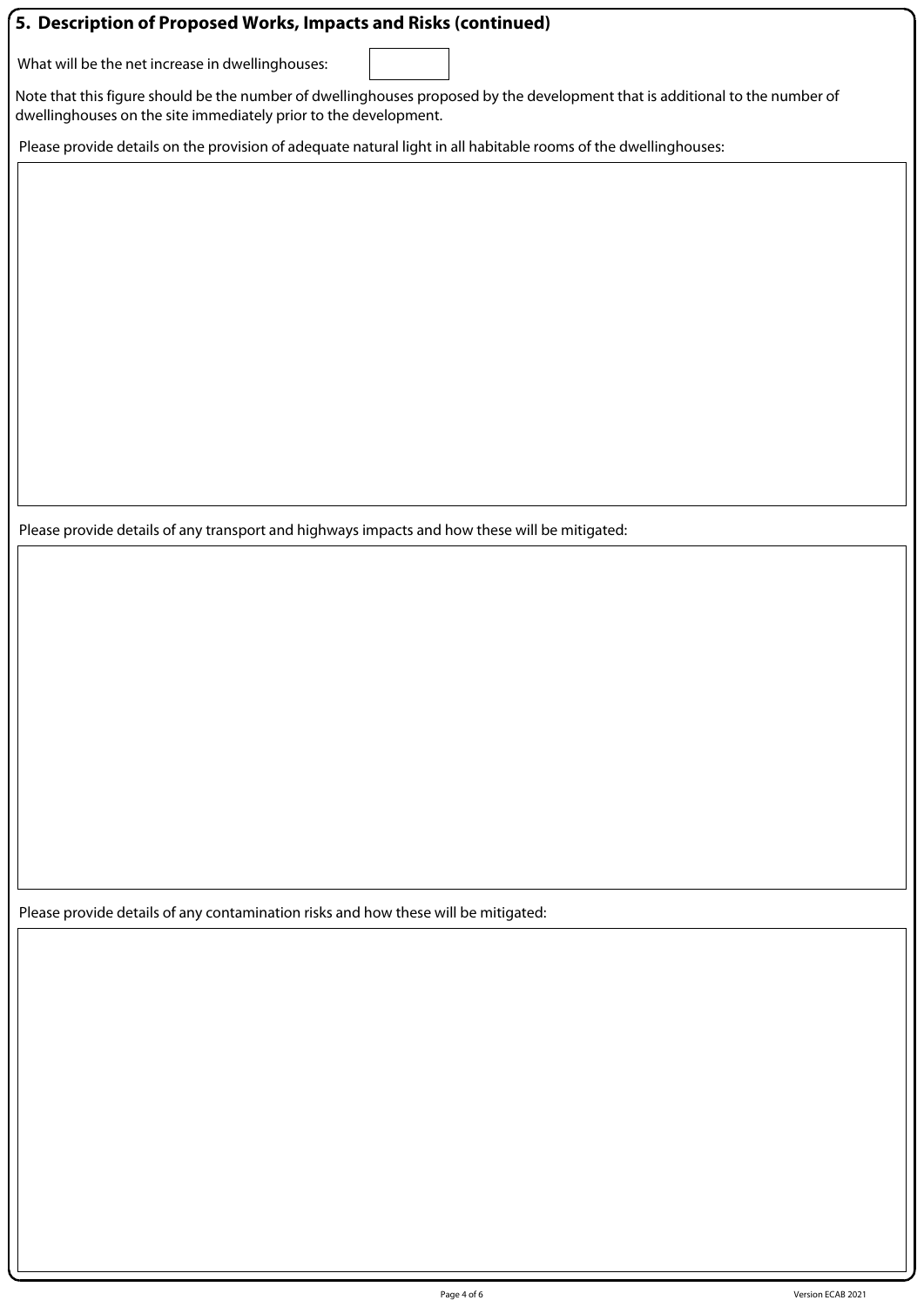## 5. Description of Proposed Works, Impacts and Risks (continued)

What will be the net increase in dwellinghouses:

Note that this figure should be the number of dwellinghouses proposed by the development that is additional to the number of dwellinghouses on the site immediately prior to the development.

Please provide details on the provision of adequate natural light in all habitable rooms of the dwellinghouses:

Please provide details of any transport and highways impacts and how these will be mitigated:

Please provide details of any contamination risks and how these will be mitigated: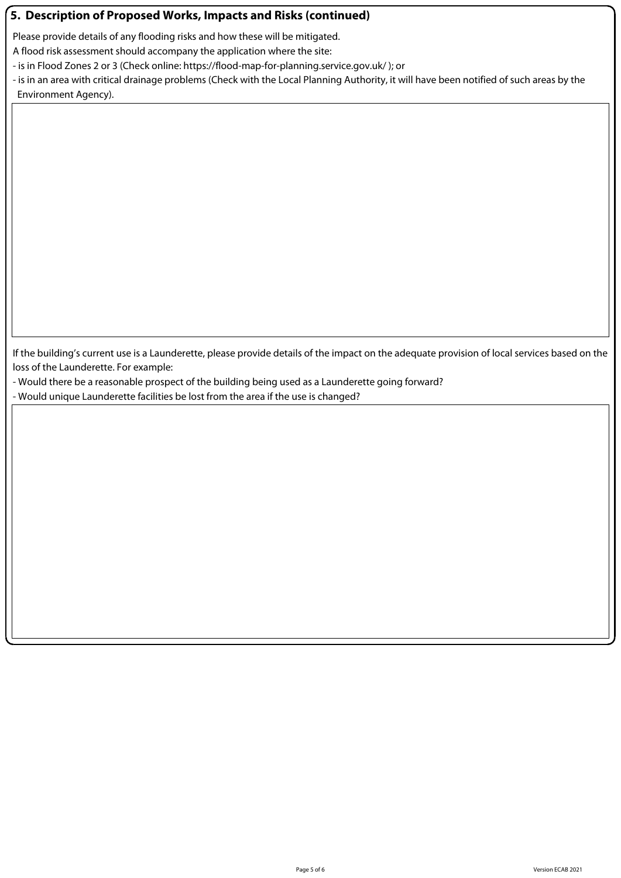## 5. Description of Proposed Works, Impacts and Risks (continued)

Please provide details of any flooding risks and how these will be mitigated.

A flood risk assessment should accompany the application where the site:

- is in Flood Zones 2 or 3 (Check online: https://flood-map-for-planning.service.gov.uk/ ); or
- is in an area with critical drainage problems (Check with the Local Planning Authority, it will have been notified of such areas by the Environment Agency).

If the building's current use is a Launderette, please provide details of the impact on the adequate provision of local services based on the loss of the Launderette. For example:

- Would there be a reasonable prospect of the building being used as a Launderette going forward?
- Would unique Launderette facilities be lost from the area if the use is changed?

Version ECAB 2021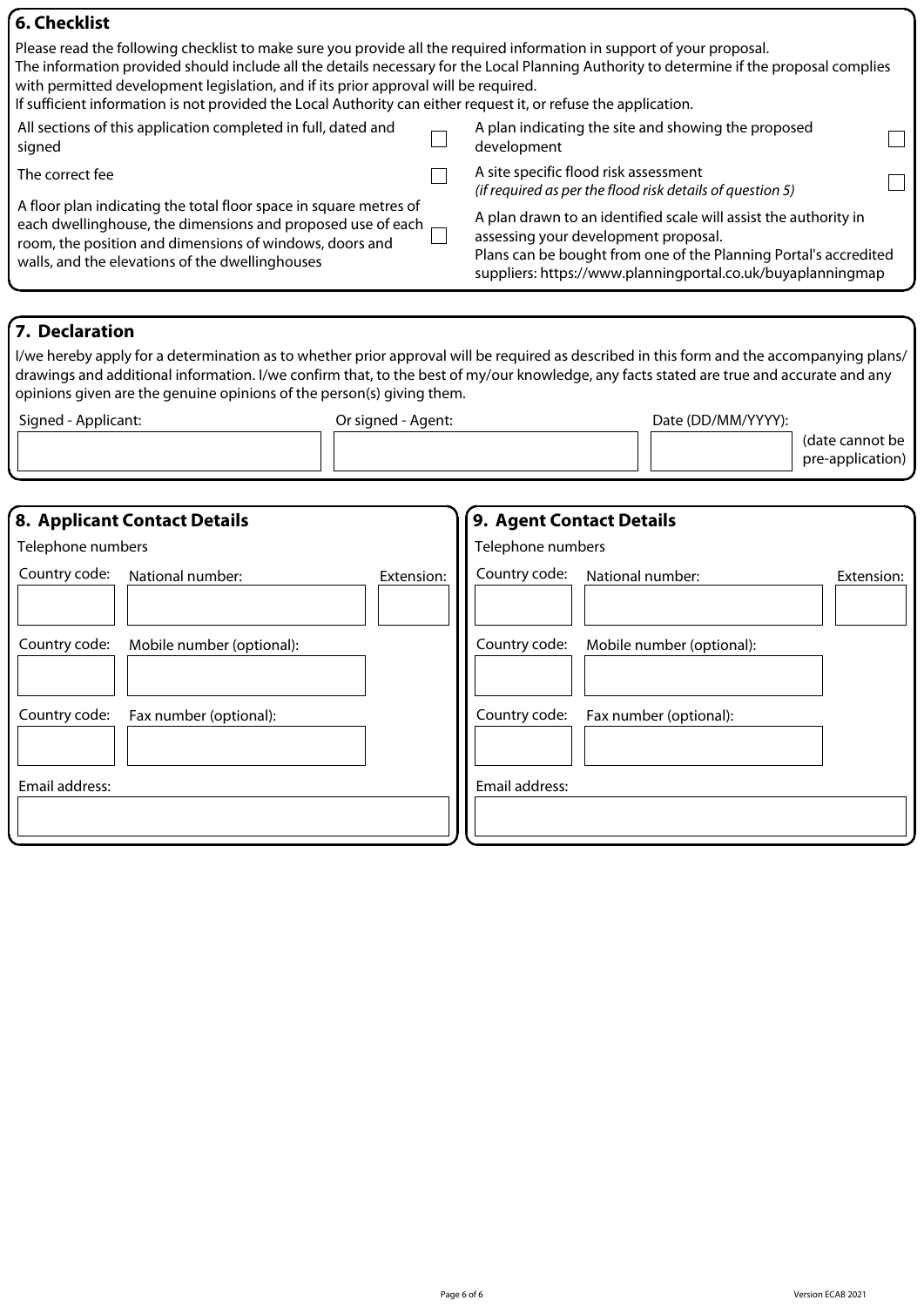## 6. Checklist

Please read the following checklist to make sure you provide all the required information in support of your proposal.
The information provided should include all the details necessary for the Local Planning Authority to determine if the proposal complies with permitted development legislation, and if its prior approval will be required.
If sufficient information is not provided the Local Authority can either request it, or refuse the application.

| | | | |
|---|---|---|---|
| All sections of this application completed in full, dated and signed | ☐ | A plan indicating the site and showing the proposed development | ☐ |
| The correct fee | ☐ | A site specific flood risk assessment *(if required as per the flood risk details of question 5)* | ☐ |
| A floor plan indicating the total floor space in square metres of each dwellinghouse, the dimensions and proposed use of each room, the position and dimensions of windows, doors and walls, and the elevations of the dwellinghouses | ☐ | A plan drawn to an identified scale will assist the authority in assessing your development proposal. Plans can be bought from one of the Planning Portal's accredited suppliers: https://www.planningportal.co.uk/buyaplanningmap | |

## 7. Declaration

I/we hereby apply for a determination as to whether prior approval will be required as described in this form and the accompanying plans/drawings and additional information. I/we confirm that, to the best of my/our knowledge, any facts stated are true and accurate and any opinions given are the genuine opinions of the person(s) giving them.

| Signed - Applicant: | Or signed - Agent: | Date (DD/MM/YYYY): (date cannot be pre-application) |
|---|---|---|
| | | |

## 8. Applicant Contact Details

Telephone numbers

| Country code: | National number: | Extension: |
|---|---|---|
| | | |

| Country code: | Mobile number (optional): |
|---|---|
| | |

| Country code: | Fax number (optional): |
|---|---|
| | |

Email address:

## 9. Agent Contact Details

Telephone numbers

| Country code: | National number: | Extension: |
|---|---|---|
| | | |

| Country code: | Mobile number (optional): |
|---|---|
| | |

| Country code: | Fax number (optional): |
|---|---|
| | |

Email address:

Version ECAB 2021